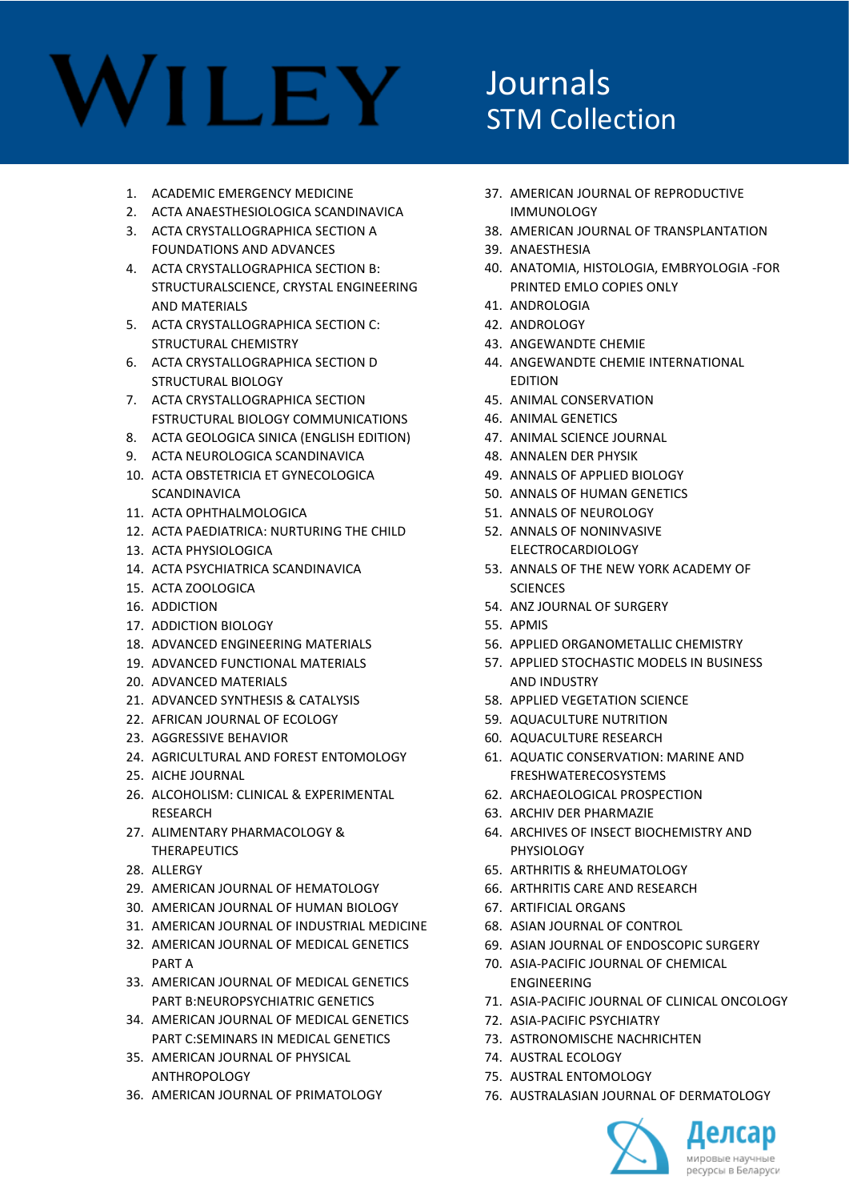# WILEY

## Journals
## STM Collection

1. ACADEMIC EMERGENCY MEDICINE
2. ACTA ANAESTHESIOLOGICA SCANDINAVICA
3. ACTA CRYSTALLOGRAPHICA SECTION A FOUNDATIONS AND ADVANCES
4. ACTA CRYSTALLOGRAPHICA SECTION B: STRUCTURALSCIENCE, CRYSTAL ENGINEERING AND MATERIALS
5. ACTA CRYSTALLOGRAPHICA SECTION C: STRUCTURAL CHEMISTRY
6. ACTA CRYSTALLOGRAPHICA SECTION D STRUCTURAL BIOLOGY
7. ACTA CRYSTALLOGRAPHICA SECTION FSTRUCTURAL BIOLOGY COMMUNICATIONS
8. ACTA GEOLOGICA SINICA (ENGLISH EDITION)
9. ACTA NEUROLOGICA SCANDINAVICA
10. ACTA OBSTETRICIA ET GYNECOLOGICA SCANDINAVICA
11. ACTA OPHTHALMOLOGICA
12. ACTA PAEDIATRICA: NURTURING THE CHILD
13. ACTA PHYSIOLOGICA
14. ACTA PSYCHIATRICA SCANDINAVICA
15. ACTA ZOOLOGICA
16. ADDICTION
17. ADDICTION BIOLOGY
18. ADVANCED ENGINEERING MATERIALS
19. ADVANCED FUNCTIONAL MATERIALS
20. ADVANCED MATERIALS
21. ADVANCED SYNTHESIS & CATALYSIS
22. AFRICAN JOURNAL OF ECOLOGY
23. AGGRESSIVE BEHAVIOR
24. AGRICULTURAL AND FOREST ENTOMOLOGY
25. AICHE JOURNAL
26. ALCOHOLISM: CLINICAL & EXPERIMENTAL RESEARCH
27. ALIMENTARY PHARMACOLOGY & THERAPEUTICS
28. ALLERGY
29. AMERICAN JOURNAL OF HEMATOLOGY
30. AMERICAN JOURNAL OF HUMAN BIOLOGY
31. AMERICAN JOURNAL OF INDUSTRIAL MEDICINE
32. AMERICAN JOURNAL OF MEDICAL GENETICS PART A
33. AMERICAN JOURNAL OF MEDICAL GENETICS PART B:NEUROPSYCHIATRIC GENETICS
34. AMERICAN JOURNAL OF MEDICAL GENETICS PART C:SEMINARS IN MEDICAL GENETICS
35. AMERICAN JOURNAL OF PHYSICAL ANTHROPOLOGY
36. AMERICAN JOURNAL OF PRIMATOLOGY
37. AMERICAN JOURNAL OF REPRODUCTIVE IMMUNOLOGY
38. AMERICAN JOURNAL OF TRANSPLANTATION
39. ANAESTHESIA
40. ANATOMIA, HISTOLOGIA, EMBRYOLOGIA -FOR PRINTED EMLO COPIES ONLY
41. ANDROLOGIA
42. ANDROLOGY
43. ANGEWANDTE CHEMIE
44. ANGEWANDTE CHEMIE INTERNATIONAL EDITION
45. ANIMAL CONSERVATION
46. ANIMAL GENETICS
47. ANIMAL SCIENCE JOURNAL
48. ANNALEN DER PHYSIK
49. ANNALS OF APPLIED BIOLOGY
50. ANNALS OF HUMAN GENETICS
51. ANNALS OF NEUROLOGY
52. ANNALS OF NONINVASIVE ELECTROCARDIOLOGY
53. ANNALS OF THE NEW YORK ACADEMY OF SCIENCES
54. ANZ JOURNAL OF SURGERY
55. APMIS
56. APPLIED ORGANOMETALLIC CHEMISTRY
57. APPLIED STOCHASTIC MODELS IN BUSINESS AND INDUSTRY
58. APPLIED VEGETATION SCIENCE
59. AQUACULTURE NUTRITION
60. AQUACULTURE RESEARCH
61. AQUATIC CONSERVATION: MARINE AND FRESHWATERECOSYSTEMS
62. ARCHAEOLOGICAL PROSPECTION
63. ARCHIV DER PHARMAZIE
64. ARCHIVES OF INSECT BIOCHEMISTRY AND PHYSIOLOGY
65. ARTHRITIS & RHEUMATOLOGY
66. ARTHRITIS CARE AND RESEARCH
67. ARTIFICIAL ORGANS
68. ASIAN JOURNAL OF CONTROL
69. ASIAN JOURNAL OF ENDOSCOPIC SURGERY
70. ASIA-PACIFIC JOURNAL OF CHEMICAL ENGINEERING
71. ASIA-PACIFIC JOURNAL OF CLINICAL ONCOLOGY
72. ASIA-PACIFIC PSYCHIATRY
73. ASTRONOMISCHE NACHRICHTEN
74. AUSTRAL ECOLOGY
75. AUSTRAL ENTOMOLOGY
76. AUSTRALASIAN JOURNAL OF DERMATOLOGY

Делсар
мировые научные ресурсы в Беларуси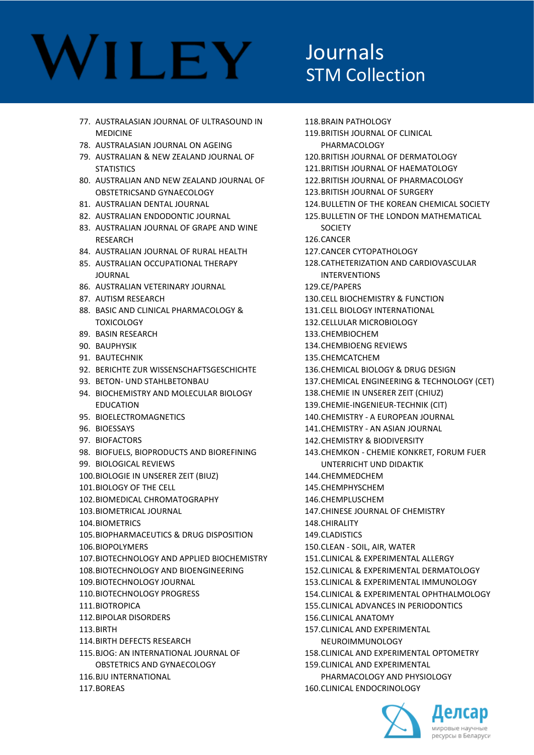# WILEY

## Journals STM Collection

77. AUSTRALASIAN JOURNAL OF ULTRASOUND IN MEDICINE
78. AUSTRALASIAN JOURNAL ON AGEING
79. AUSTRALIAN & NEW ZEALAND JOURNAL OF STATISTICS
80. AUSTRALIAN AND NEW ZEALAND JOURNAL OF OBSTETRICSAND GYNAECOLOGY
81. AUSTRALIAN DENTAL JOURNAL
82. AUSTRALIAN ENDODONTIC JOURNAL
83. AUSTRALIAN JOURNAL OF GRAPE AND WINE RESEARCH
84. AUSTRALIAN JOURNAL OF RURAL HEALTH
85. AUSTRALIAN OCCUPATIONAL THERAPY JOURNAL
86. AUSTRALIAN VETERINARY JOURNAL
87. AUTISM RESEARCH
88. BASIC AND CLINICAL PHARMACOLOGY & TOXICOLOGY
89. BASIN RESEARCH
90. BAUPHYSIK
91. BAUTECHNIK
92. BERICHTE ZUR WISSENSCHAFTSGESCHICHTE
93. BETON- UND STAHLBETONBAU
94. BIOCHEMISTRY AND MOLECULAR BIOLOGY EDUCATION
95. BIOELECTROMAGNETICS
96. BIOESSAYS
97. BIOFACTORS
98. BIOFUELS, BIOPRODUCTS AND BIOREFINING
99. BIOLOGICAL REVIEWS
100. BIOLOGIE IN UNSERER ZEIT (BIUZ)
101. BIOLOGY OF THE CELL
102. BIOMEDICAL CHROMATOGRAPHY
103. BIOMETRICAL JOURNAL
104. BIOMETRICS
105. BIOPHARMACEUTICS & DRUG DISPOSITION
106. BIOPOLYMERS
107. BIOTECHNOLOGY AND APPLIED BIOCHEMISTRY
108. BIOTECHNOLOGY AND BIOENGINEERING
109. BIOTECHNOLOGY JOURNAL
110. BIOTECHNOLOGY PROGRESS
111. BIOTROPICA
112. BIPOLAR DISORDERS
113. BIRTH
114. BIRTH DEFECTS RESEARCH
115. BJOG: AN INTERNATIONAL JOURNAL OF OBSTETRICS AND GYNAECOLOGY
116. BJU INTERNATIONAL
117. BOREAS
118. BRAIN PATHOLOGY
119. BRITISH JOURNAL OF CLINICAL PHARMACOLOGY
120. BRITISH JOURNAL OF DERMATOLOGY
121. BRITISH JOURNAL OF HAEMATOLOGY
122. BRITISH JOURNAL OF PHARMACOLOGY
123. BRITISH JOURNAL OF SURGERY
124. BULLETIN OF THE KOREAN CHEMICAL SOCIETY
125. BULLETIN OF THE LONDON MATHEMATICAL SOCIETY
126. CANCER
127. CANCER CYTOPATHOLOGY
128. CATHETERIZATION AND CARDIOVASCULAR INTERVENTIONS
129. CE/PAPERS
130. CELL BIOCHEMISTRY & FUNCTION
131. CELL BIOLOGY INTERNATIONAL
132. CELLULAR MICROBIOLOGY
133. CHEMBIOCHEM
134. CHEMBIOENG REVIEWS
135. CHEMCATCHEM
136. CHEMICAL BIOLOGY & DRUG DESIGN
137. CHEMICAL ENGINEERING & TECHNOLOGY (CET)
138. CHEMIE IN UNSERER ZEIT (CHIUZ)
139. CHEMIE-INGENIEUR-TECHNIK (CIT)
140. CHEMISTRY - A EUROPEAN JOURNAL
141. CHEMISTRY - AN ASIAN JOURNAL
142. CHEMISTRY & BIODIVERSITY
143. CHEMKON - CHEMIE KONKRET, FORUM FUER UNTERRICHT UND DIDAKTIK
144. CHEMMEDCHEM
145. CHEMPHYSCHEM
146. CHEMPLUSCHEM
147. CHINESE JOURNAL OF CHEMISTRY
148. CHIRALITY
149. CLADISTICS
150. CLEAN - SOIL, AIR, WATER
151. CLINICAL & EXPERIMENTAL ALLERGY
152. CLINICAL & EXPERIMENTAL DERMATOLOGY
153. CLINICAL & EXPERIMENTAL IMMUNOLOGY
154. CLINICAL & EXPERIMENTAL OPHTHALMOLOGY
155. CLINICAL ADVANCES IN PERIODONTICS
156. CLINICAL ANATOMY
157. CLINICAL AND EXPERIMENTAL NEUROIMMUNOLOGY
158. CLINICAL AND EXPERIMENTAL OPTOMETRY
159. CLINICAL AND EXPERIMENTAL PHARMACOLOGY AND PHYSIOLOGY
160. CLINICAL ENDOCRINOLOGY

Делсар
мировые научные ресурсы в Беларуси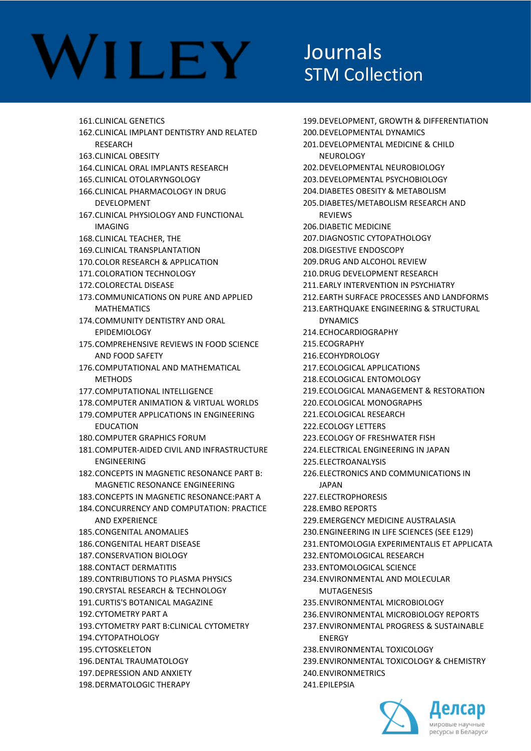# WILEY

## Journals STM Collection

161. CLINICAL GENETICS
162. CLINICAL IMPLANT DENTISTRY AND RELATED RESEARCH
163. CLINICAL OBESITY
164. CLINICAL ORAL IMPLANTS RESEARCH
165. CLINICAL OTOLARYNGOLOGY
166. CLINICAL PHARMACOLOGY IN DRUG DEVELOPMENT
167. CLINICAL PHYSIOLOGY AND FUNCTIONAL IMAGING
168. CLINICAL TEACHER, THE
169. CLINICAL TRANSPLANTATION
170. COLOR RESEARCH & APPLICATION
171. COLORATION TECHNOLOGY
172. COLORECTAL DISEASE
173. COMMUNICATIONS ON PURE AND APPLIED MATHEMATICS
174. COMMUNITY DENTISTRY AND ORAL EPIDEMIOLOGY
175. COMPREHENSIVE REVIEWS IN FOOD SCIENCE AND FOOD SAFETY
176. COMPUTATIONAL AND MATHEMATICAL METHODS
177. COMPUTATIONAL INTELLIGENCE
178. COMPUTER ANIMATION & VIRTUAL WORLDS
179. COMPUTER APPLICATIONS IN ENGINEERING EDUCATION
180. COMPUTER GRAPHICS FORUM
181. COMPUTER-AIDED CIVIL AND INFRASTRUCTURE ENGINEERING
182. CONCEPTS IN MAGNETIC RESONANCE PART B: MAGNETIC RESONANCE ENGINEERING
183. CONCEPTS IN MAGNETIC RESONANCE:PART A
184. CONCURRENCY AND COMPUTATION: PRACTICE AND EXPERIENCE
185. CONGENITAL ANOMALIES
186. CONGENITAL HEART DISEASE
187. CONSERVATION BIOLOGY
188. CONTACT DERMATITIS
189. CONTRIBUTIONS TO PLASMA PHYSICS
190. CRYSTAL RESEARCH & TECHNOLOGY
191. CURTIS'S BOTANICAL MAGAZINE
192. CYTOMETRY PART A
193. CYTOMETRY PART B:CLINICAL CYTOMETRY
194. CYTOPATHOLOGY
195. CYTOSKELETON
196. DENTAL TRAUMATOLOGY
197. DEPRESSION AND ANXIETY
198. DERMATOLOGIC THERAPY
199. DEVELOPMENT, GROWTH & DIFFERENTIATION
200. DEVELOPMENTAL DYNAMICS
201. DEVELOPMENTAL MEDICINE & CHILD NEUROLOGY
202. DEVELOPMENTAL NEUROBIOLOGY
203. DEVELOPMENTAL PSYCHOBIOLOGY
204. DIABETES OBESITY & METABOLISM
205. DIABETES/METABOLISM RESEARCH AND REVIEWS
206. DIABETIC MEDICINE
207. DIAGNOSTIC CYTOPATHOLOGY
208. DIGESTIVE ENDOSCOPY
209. DRUG AND ALCOHOL REVIEW
210. DRUG DEVELOPMENT RESEARCH
211. EARLY INTERVENTION IN PSYCHIATRY
212. EARTH SURFACE PROCESSES AND LANDFORMS
213. EARTHQUAKE ENGINEERING & STRUCTURAL DYNAMICS
214. ECHOCARDIOGRAPHY
215. ECOGRAPHY
216. ECOHYDROLOGY
217. ECOLOGICAL APPLICATIONS
218. ECOLOGICAL ENTOMOLOGY
219. ECOLOGICAL MANAGEMENT & RESTORATION
220. ECOLOGICAL MONOGRAPHS
221. ECOLOGICAL RESEARCH
222. ECOLOGY LETTERS
223. ECOLOGY OF FRESHWATER FISH
224. ELECTRICAL ENGINEERING IN JAPAN
225. ELECTROANALYSIS
226. ELECTRONICS AND COMMUNICATIONS IN JAPAN
227. ELECTROPHORESIS
228. EMBO REPORTS
229. EMERGENCY MEDICINE AUSTRALASIA
230. ENGINEERING IN LIFE SCIENCES (SEE E129)
231. ENTOMOLOGIA EXPERIMENTALIS ET APPLICATA
232. ENTOMOLOGICAL RESEARCH
233. ENTOMOLOGICAL SCIENCE
234. ENVIRONMENTAL AND MOLECULAR MUTAGENESIS
235. ENVIRONMENTAL MICROBIOLOGY
236. ENVIRONMENTAL MICROBIOLOGY REPORTS
237. ENVIRONMENTAL PROGRESS & SUSTAINABLE ENERGY
238. ENVIRONMENTAL TOXICOLOGY
239. ENVIRONMENTAL TOXICOLOGY & CHEMISTRY
240. ENVIRONMETRICS
241. EPILEPSIA

Делсар
мировые научные ресурсы в Беларуси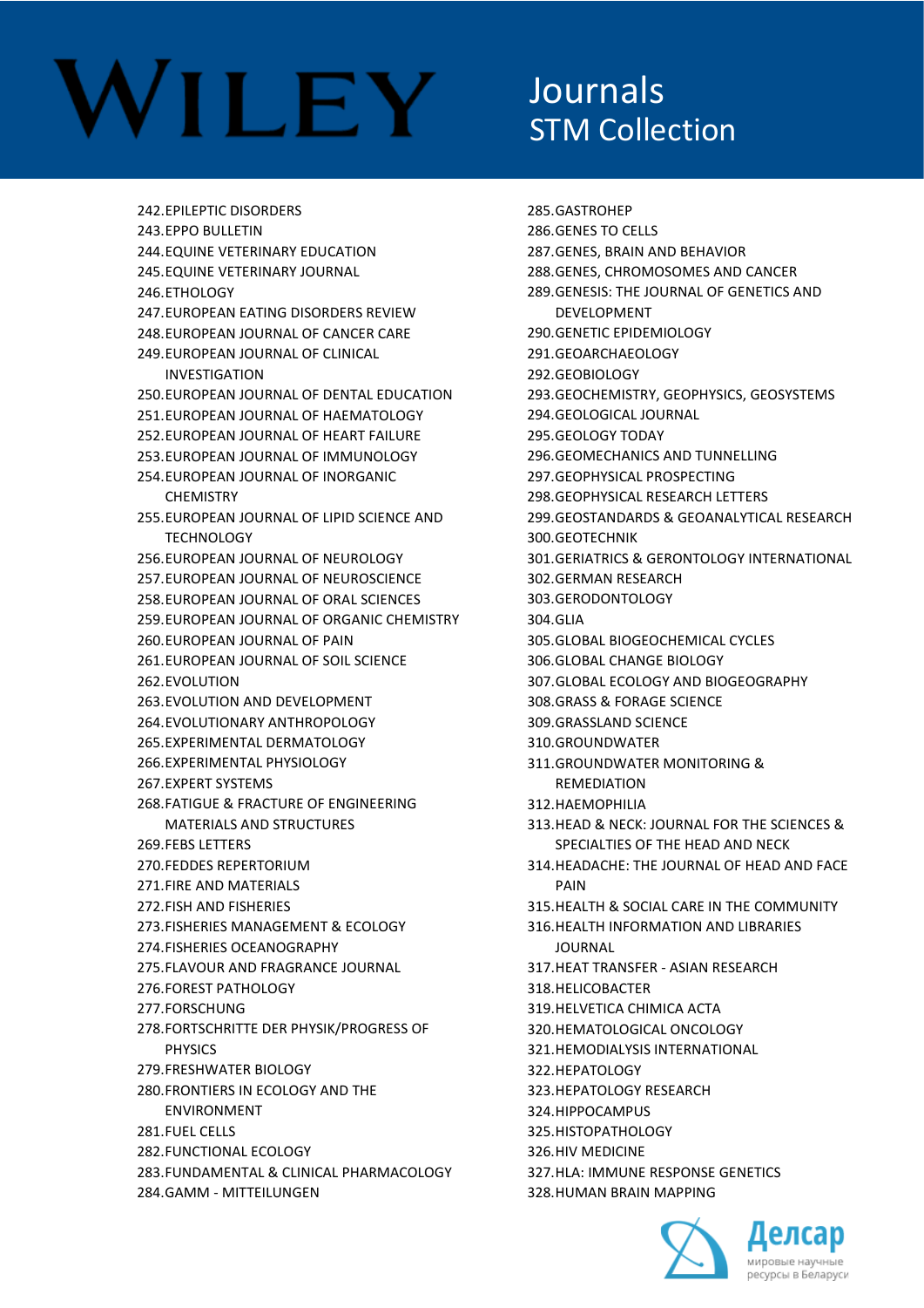# WILEY Journals STM Collection

242. EPILEPTIC DISORDERS
243. EPPO BULLETIN
244. EQUINE VETERINARY EDUCATION
245. EQUINE VETERINARY JOURNAL
246. ETHOLOGY
247. EUROPEAN EATING DISORDERS REVIEW
248. EUROPEAN JOURNAL OF CANCER CARE
249. EUROPEAN JOURNAL OF CLINICAL INVESTIGATION
250. EUROPEAN JOURNAL OF DENTAL EDUCATION
251. EUROPEAN JOURNAL OF HAEMATOLOGY
252. EUROPEAN JOURNAL OF HEART FAILURE
253. EUROPEAN JOURNAL OF IMMUNOLOGY
254. EUROPEAN JOURNAL OF INORGANIC CHEMISTRY
255. EUROPEAN JOURNAL OF LIPID SCIENCE AND TECHNOLOGY
256. EUROPEAN JOURNAL OF NEUROLOGY
257. EUROPEAN JOURNAL OF NEUROSCIENCE
258. EUROPEAN JOURNAL OF ORAL SCIENCES
259. EUROPEAN JOURNAL OF ORGANIC CHEMISTRY
260. EUROPEAN JOURNAL OF PAIN
261. EUROPEAN JOURNAL OF SOIL SCIENCE
262. EVOLUTION
263. EVOLUTION AND DEVELOPMENT
264. EVOLUTIONARY ANTHROPOLOGY
265. EXPERIMENTAL DERMATOLOGY
266. EXPERIMENTAL PHYSIOLOGY
267. EXPERT SYSTEMS
268. FATIGUE & FRACTURE OF ENGINEERING MATERIALS AND STRUCTURES
269. FEBS LETTERS
270. FEDDES REPERTORIUM
271. FIRE AND MATERIALS
272. FISH AND FISHERIES
273. FISHERIES MANAGEMENT & ECOLOGY
274. FISHERIES OCEANOGRAPHY
275. FLAVOUR AND FRAGRANCE JOURNAL
276. FOREST PATHOLOGY
277. FORSCHUNG
278. FORTSCHRITTE DER PHYSIK/PROGRESS OF PHYSICS
279. FRESHWATER BIOLOGY
280. FRONTIERS IN ECOLOGY AND THE ENVIRONMENT
281. FUEL CELLS
282. FUNCTIONAL ECOLOGY
283. FUNDAMENTAL & CLINICAL PHARMACOLOGY
284. GAMM - MITTEILUNGEN
285. GASTROHEP
286. GENES TO CELLS
287. GENES, BRAIN AND BEHAVIOR
288. GENES, CHROMOSOMES AND CANCER
289. GENESIS: THE JOURNAL OF GENETICS AND DEVELOPMENT
290. GENETIC EPIDEMIOLOGY
291. GEOARCHAEOLOGY
292. GEOBIOLOGY
293. GEOCHEMISTRY, GEOPHYSICS, GEOSYSTEMS
294. GEOLOGICAL JOURNAL
295. GEOLOGY TODAY
296. GEOMECHANICS AND TUNNELLING
297. GEOPHYSICAL PROSPECTING
298. GEOPHYSICAL RESEARCH LETTERS
299. GEOSTANDARDS & GEOANALYTICAL RESEARCH
300. GEOTECHNIK
301. GERIATRICS & GERONTOLOGY INTERNATIONAL
302. GERMAN RESEARCH
303. GERODONTOLOGY
304. GLIA
305. GLOBAL BIOGEOCHEMICAL CYCLES
306. GLOBAL CHANGE BIOLOGY
307. GLOBAL ECOLOGY AND BIOGEOGRAPHY
308. GRASS & FORAGE SCIENCE
309. GRASSLAND SCIENCE
310. GROUNDWATER
311. GROUNDWATER MONITORING & REMEDIATION
312. HAEMOPHILIA
313. HEAD & NECK: JOURNAL FOR THE SCIENCES & SPECIALTIES OF THE HEAD AND NECK
314. HEADACHE: THE JOURNAL OF HEAD AND FACE PAIN
315. HEALTH & SOCIAL CARE IN THE COMMUNITY
316. HEALTH INFORMATION AND LIBRARIES JOURNAL
317. HEAT TRANSFER - ASIAN RESEARCH
318. HELICOBACTER
319. HELVETICA CHIMICA ACTA
320. HEMATOLOGICAL ONCOLOGY
321. HEMODIALYSIS INTERNATIONAL
322. HEPATOLOGY
323. HEPATOLOGY RESEARCH
324. HIPPOCAMPUS
325. HISTOPATHOLOGY
326. HIV MEDICINE
327. HLA: IMMUNE RESPONSE GENETICS
328. HUMAN BRAIN MAPPING

Делсар
мировые научные ресурсы в Беларуси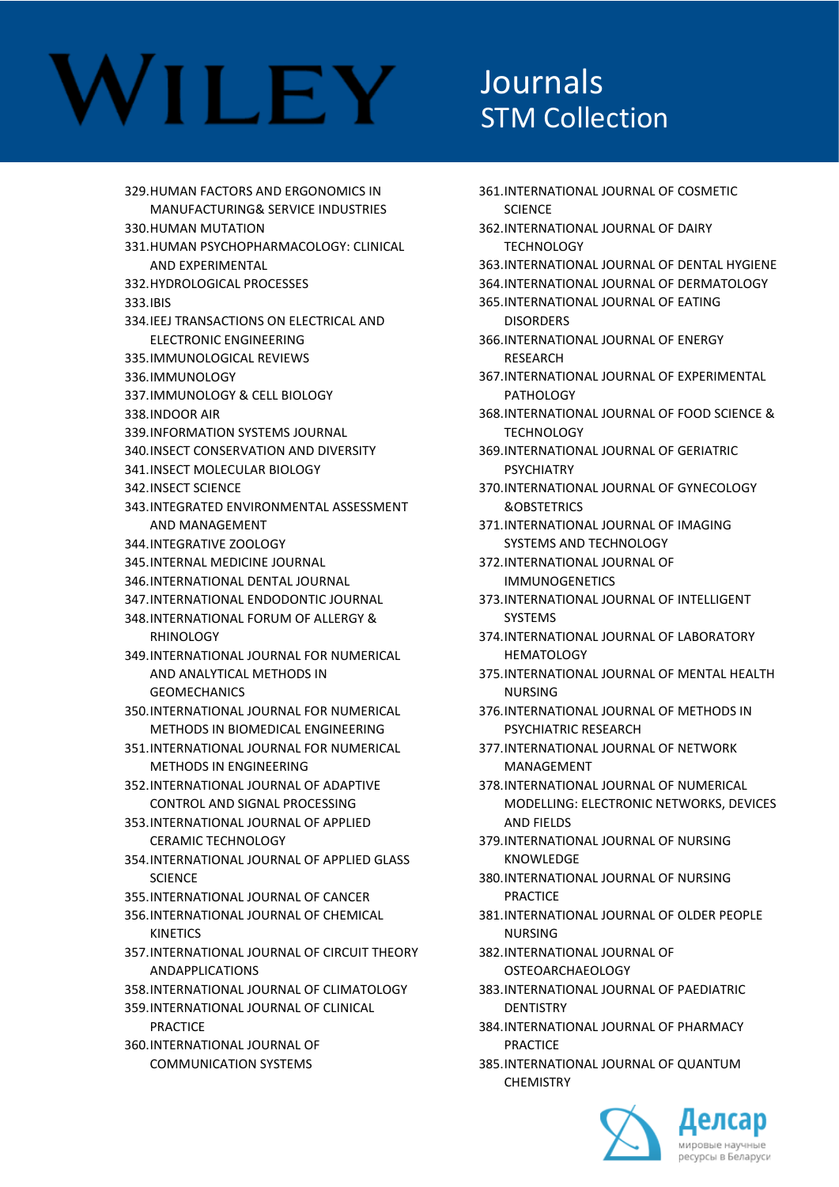# WILEY

## Journals STM Collection

329. HUMAN FACTORS AND ERGONOMICS IN MANUFACTURING& SERVICE INDUSTRIES
330. HUMAN MUTATION
331. HUMAN PSYCHOPHARMACOLOGY: CLINICAL AND EXPERIMENTAL
332. HYDROLOGICAL PROCESSES
333. IBIS
334. IEEJ TRANSACTIONS ON ELECTRICAL AND ELECTRONIC ENGINEERING
335. IMMUNOLOGICAL REVIEWS
336. IMMUNOLOGY
337. IMMUNOLOGY & CELL BIOLOGY
338. INDOOR AIR
339. INFORMATION SYSTEMS JOURNAL
340. INSECT CONSERVATION AND DIVERSITY
341. INSECT MOLECULAR BIOLOGY
342. INSECT SCIENCE
343. INTEGRATED ENVIRONMENTAL ASSESSMENT AND MANAGEMENT
344. INTEGRATIVE ZOOLOGY
345. INTERNAL MEDICINE JOURNAL
346. INTERNATIONAL DENTAL JOURNAL
347. INTERNATIONAL ENDODONTIC JOURNAL
348. INTERNATIONAL FORUM OF ALLERGY & RHINOLOGY
349. INTERNATIONAL JOURNAL FOR NUMERICAL AND ANALYTICAL METHODS IN GEOMECHANICS
350. INTERNATIONAL JOURNAL FOR NUMERICAL METHODS IN BIOMEDICAL ENGINEERING
351. INTERNATIONAL JOURNAL FOR NUMERICAL METHODS IN ENGINEERING
352. INTERNATIONAL JOURNAL OF ADAPTIVE CONTROL AND SIGNAL PROCESSING
353. INTERNATIONAL JOURNAL OF APPLIED CERAMIC TECHNOLOGY
354. INTERNATIONAL JOURNAL OF APPLIED GLASS SCIENCE
355. INTERNATIONAL JOURNAL OF CANCER
356. INTERNATIONAL JOURNAL OF CHEMICAL KINETICS
357. INTERNATIONAL JOURNAL OF CIRCUIT THEORY ANDAPPLICATIONS
358. INTERNATIONAL JOURNAL OF CLIMATOLOGY
359. INTERNATIONAL JOURNAL OF CLINICAL PRACTICE
360. INTERNATIONAL JOURNAL OF COMMUNICATION SYSTEMS
361. INTERNATIONAL JOURNAL OF COSMETIC SCIENCE
362. INTERNATIONAL JOURNAL OF DAIRY TECHNOLOGY
363. INTERNATIONAL JOURNAL OF DENTAL HYGIENE
364. INTERNATIONAL JOURNAL OF DERMATOLOGY
365. INTERNATIONAL JOURNAL OF EATING DISORDERS
366. INTERNATIONAL JOURNAL OF ENERGY RESEARCH
367. INTERNATIONAL JOURNAL OF EXPERIMENTAL PATHOLOGY
368. INTERNATIONAL JOURNAL OF FOOD SCIENCE & TECHNOLOGY
369. INTERNATIONAL JOURNAL OF GERIATRIC PSYCHIATRY
370. INTERNATIONAL JOURNAL OF GYNECOLOGY &OBSTETRICS
371. INTERNATIONAL JOURNAL OF IMAGING SYSTEMS AND TECHNOLOGY
372. INTERNATIONAL JOURNAL OF IMMUNOGENETICS
373. INTERNATIONAL JOURNAL OF INTELLIGENT SYSTEMS
374. INTERNATIONAL JOURNAL OF LABORATORY HEMATOLOGY
375. INTERNATIONAL JOURNAL OF MENTAL HEALTH NURSING
376. INTERNATIONAL JOURNAL OF METHODS IN PSYCHIATRIC RESEARCH
377. INTERNATIONAL JOURNAL OF NETWORK MANAGEMENT
378. INTERNATIONAL JOURNAL OF NUMERICAL MODELLING: ELECTRONIC NETWORKS, DEVICES AND FIELDS
379. INTERNATIONAL JOURNAL OF NURSING KNOWLEDGE
380. INTERNATIONAL JOURNAL OF NURSING PRACTICE
381. INTERNATIONAL JOURNAL OF OLDER PEOPLE NURSING
382. INTERNATIONAL JOURNAL OF OSTEOARCHAEOLOGY
383. INTERNATIONAL JOURNAL OF PAEDIATRIC DENTISTRY
384. INTERNATIONAL JOURNAL OF PHARMACY PRACTICE
385. INTERNATIONAL JOURNAL OF QUANTUM CHEMISTRY

Делсар
мировые научные ресурсы в Беларуси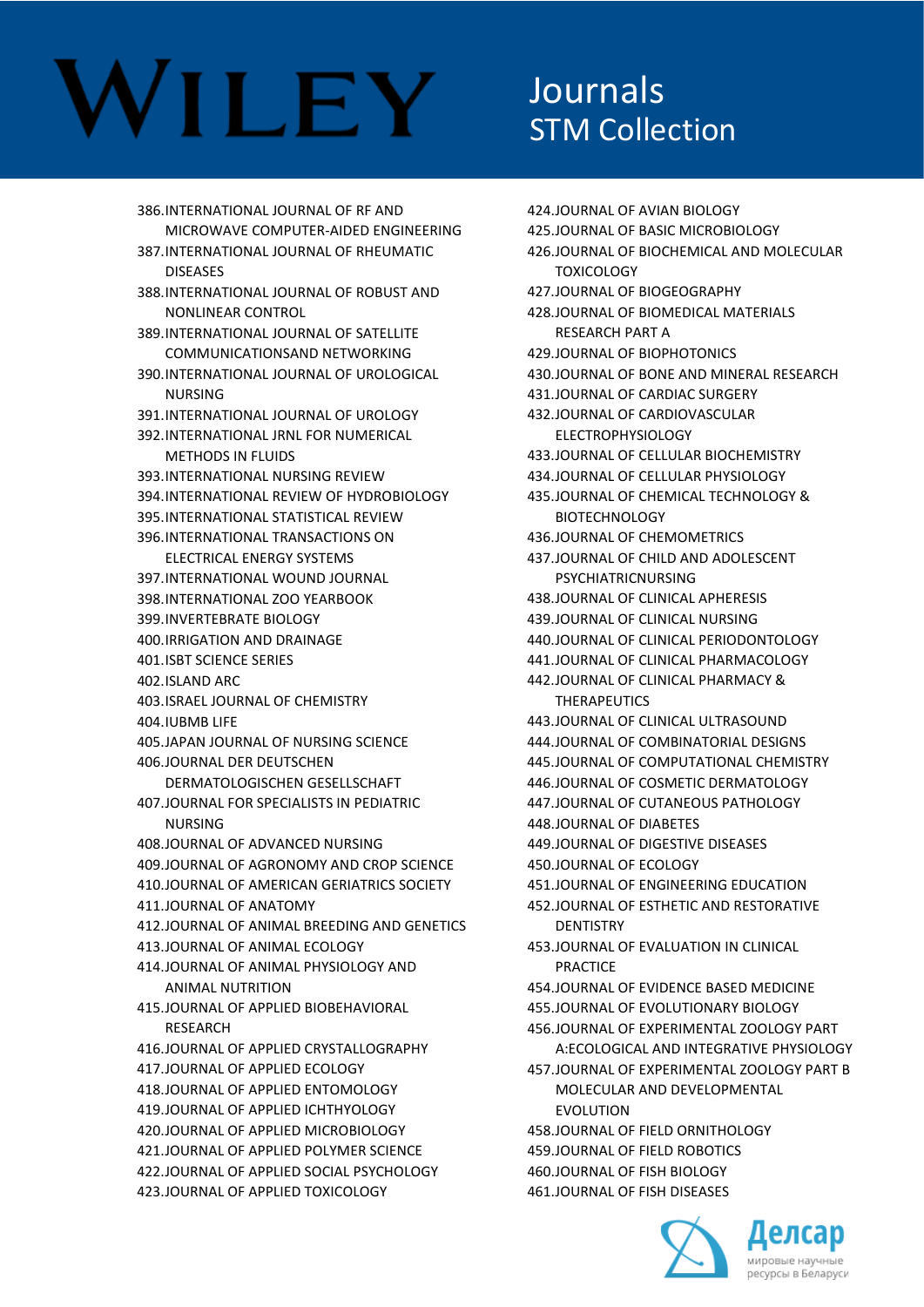# WILEY

## Journals STM Collection

386. INTERNATIONAL JOURNAL OF RF AND MICROWAVE COMPUTER-AIDED ENGINEERING
387. INTERNATIONAL JOURNAL OF RHEUMATIC DISEASES
388. INTERNATIONAL JOURNAL OF ROBUST AND NONLINEAR CONTROL
389. INTERNATIONAL JOURNAL OF SATELLITE COMMUNICATIONSAND NETWORKING
390. INTERNATIONAL JOURNAL OF UROLOGICAL NURSING
391. INTERNATIONAL JOURNAL OF UROLOGY
392. INTERNATIONAL JRNL FOR NUMERICAL METHODS IN FLUIDS
393. INTERNATIONAL NURSING REVIEW
394. INTERNATIONAL REVIEW OF HYDROBIOLOGY
395. INTERNATIONAL STATISTICAL REVIEW
396. INTERNATIONAL TRANSACTIONS ON ELECTRICAL ENERGY SYSTEMS
397. INTERNATIONAL WOUND JOURNAL
398. INTERNATIONAL ZOO YEARBOOK
399. INVERTEBRATE BIOLOGY
400. IRRIGATION AND DRAINAGE
401. ISBT SCIENCE SERIES
402. ISLAND ARC
403. ISRAEL JOURNAL OF CHEMISTRY
404. IUBMB LIFE
405. JAPAN JOURNAL OF NURSING SCIENCE
406. JOURNAL DER DEUTSCHEN DERMATOLOGISCHEN GESELLSCHAFT
407. JOURNAL FOR SPECIALISTS IN PEDIATRIC NURSING
408. JOURNAL OF ADVANCED NURSING
409. JOURNAL OF AGRONOMY AND CROP SCIENCE
410. JOURNAL OF AMERICAN GERIATRICS SOCIETY
411. JOURNAL OF ANATOMY
412. JOURNAL OF ANIMAL BREEDING AND GENETICS
413. JOURNAL OF ANIMAL ECOLOGY
414. JOURNAL OF ANIMAL PHYSIOLOGY AND ANIMAL NUTRITION
415. JOURNAL OF APPLIED BIOBEHAVIORAL RESEARCH
416. JOURNAL OF APPLIED CRYSTALLOGRAPHY
417. JOURNAL OF APPLIED ECOLOGY
418. JOURNAL OF APPLIED ENTOMOLOGY
419. JOURNAL OF APPLIED ICHTHYOLOGY
420. JOURNAL OF APPLIED MICROBIOLOGY
421. JOURNAL OF APPLIED POLYMER SCIENCE
422. JOURNAL OF APPLIED SOCIAL PSYCHOLOGY
423. JOURNAL OF APPLIED TOXICOLOGY
424. JOURNAL OF AVIAN BIOLOGY
425. JOURNAL OF BASIC MICROBIOLOGY
426. JOURNAL OF BIOCHEMICAL AND MOLECULAR TOXICOLOGY
427. JOURNAL OF BIOGEOGRAPHY
428. JOURNAL OF BIOMEDICAL MATERIALS RESEARCH PART A
429. JOURNAL OF BIOPHOTONICS
430. JOURNAL OF BONE AND MINERAL RESEARCH
431. JOURNAL OF CARDIAC SURGERY
432. JOURNAL OF CARDIOVASCULAR ELECTROPHYSIOLOGY
433. JOURNAL OF CELLULAR BIOCHEMISTRY
434. JOURNAL OF CELLULAR PHYSIOLOGY
435. JOURNAL OF CHEMICAL TECHNOLOGY & BIOTECHNOLOGY
436. JOURNAL OF CHEMOMETRICS
437. JOURNAL OF CHILD AND ADOLESCENT PSYCHIATRICNURSING
438. JOURNAL OF CLINICAL APHERESIS
439. JOURNAL OF CLINICAL NURSING
440. JOURNAL OF CLINICAL PERIODONTOLOGY
441. JOURNAL OF CLINICAL PHARMACOLOGY
442. JOURNAL OF CLINICAL PHARMACY & THERAPEUTICS
443. JOURNAL OF CLINICAL ULTRASOUND
444. JOURNAL OF COMBINATORIAL DESIGNS
445. JOURNAL OF COMPUTATIONAL CHEMISTRY
446. JOURNAL OF COSMETIC DERMATOLOGY
447. JOURNAL OF CUTANEOUS PATHOLOGY
448. JOURNAL OF DIABETES
449. JOURNAL OF DIGESTIVE DISEASES
450. JOURNAL OF ECOLOGY
451. JOURNAL OF ENGINEERING EDUCATION
452. JOURNAL OF ESTHETIC AND RESTORATIVE DENTISTRY
453. JOURNAL OF EVALUATION IN CLINICAL PRACTICE
454. JOURNAL OF EVIDENCE BASED MEDICINE
455. JOURNAL OF EVOLUTIONARY BIOLOGY
456. JOURNAL OF EXPERIMENTAL ZOOLOGY PART A:ECOLOGICAL AND INTEGRATIVE PHYSIOLOGY
457. JOURNAL OF EXPERIMENTAL ZOOLOGY PART B MOLECULAR AND DEVELOPMENTAL EVOLUTION
458. JOURNAL OF FIELD ORNITHOLOGY
459. JOURNAL OF FIELD ROBOTICS
460. JOURNAL OF FISH BIOLOGY
461. JOURNAL OF FISH DISEASES

Делсар
мировые научные ресурсы в Беларуси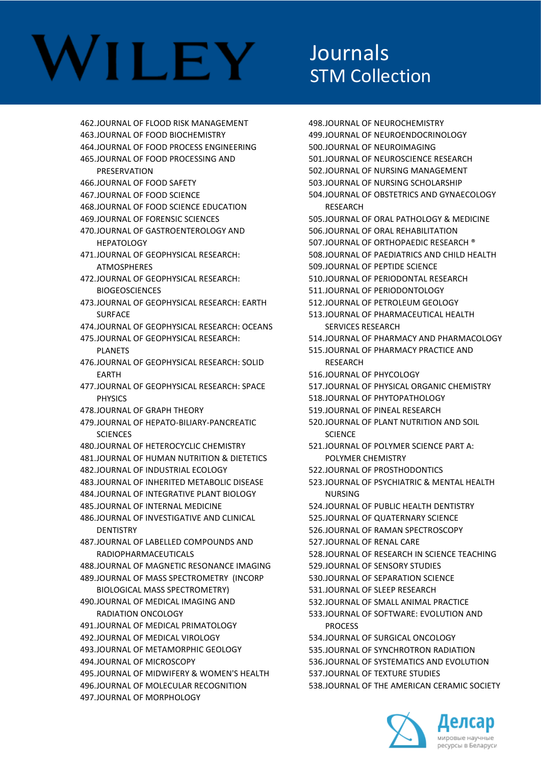# WILEY

## Journals STM Collection

462. JOURNAL OF FLOOD RISK MANAGEMENT
463. JOURNAL OF FOOD BIOCHEMISTRY
464. JOURNAL OF FOOD PROCESS ENGINEERING
465. JOURNAL OF FOOD PROCESSING AND PRESERVATION
466. JOURNAL OF FOOD SAFETY
467. JOURNAL OF FOOD SCIENCE
468. JOURNAL OF FOOD SCIENCE EDUCATION
469. JOURNAL OF FORENSIC SCIENCES
470. JOURNAL OF GASTROENTEROLOGY AND HEPATOLOGY
471. JOURNAL OF GEOPHYSICAL RESEARCH: ATMOSPHERES
472. JOURNAL OF GEOPHYSICAL RESEARCH: BIOGEOSCIENCES
473. JOURNAL OF GEOPHYSICAL RESEARCH: EARTH SURFACE
474. JOURNAL OF GEOPHYSICAL RESEARCH: OCEANS
475. JOURNAL OF GEOPHYSICAL RESEARCH: PLANETS
476. JOURNAL OF GEOPHYSICAL RESEARCH: SOLID EARTH
477. JOURNAL OF GEOPHYSICAL RESEARCH: SPACE PHYSICS
478. JOURNAL OF GRAPH THEORY
479. JOURNAL OF HEPATO-BILIARY-PANCREATIC SCIENCES
480. JOURNAL OF HETEROCYCLIC CHEMISTRY
481. JOURNAL OF HUMAN NUTRITION & DIETETICS
482. JOURNAL OF INDUSTRIAL ECOLOGY
483. JOURNAL OF INHERITED METABOLIC DISEASE
484. JOURNAL OF INTEGRATIVE PLANT BIOLOGY
485. JOURNAL OF INTERNAL MEDICINE
486. JOURNAL OF INVESTIGATIVE AND CLINICAL DENTISTRY
487. JOURNAL OF LABELLED COMPOUNDS AND RADIOPHARMACEUTICALS
488. JOURNAL OF MAGNETIC RESONANCE IMAGING
489. JOURNAL OF MASS SPECTROMETRY (INCORP BIOLOGICAL MASS SPECTROMETRY)
490. JOURNAL OF MEDICAL IMAGING AND RADIATION ONCOLOGY
491. JOURNAL OF MEDICAL PRIMATOLOGY
492. JOURNAL OF MEDICAL VIROLOGY
493. JOURNAL OF METAMORPHIC GEOLOGY
494. JOURNAL OF MICROSCOPY
495. JOURNAL OF MIDWIFERY & WOMEN'S HEALTH
496. JOURNAL OF MOLECULAR RECOGNITION
497. JOURNAL OF MORPHOLOGY
498. JOURNAL OF NEUROCHEMISTRY
499. JOURNAL OF NEUROENDOCRINOLOGY
500. JOURNAL OF NEUROIMAGING
501. JOURNAL OF NEUROSCIENCE RESEARCH
502. JOURNAL OF NURSING MANAGEMENT
503. JOURNAL OF NURSING SCHOLARSHIP
504. JOURNAL OF OBSTETRICS AND GYNAECOLOGY RESEARCH
505. JOURNAL OF ORAL PATHOLOGY & MEDICINE
506. JOURNAL OF ORAL REHABILITATION
507. JOURNAL OF ORTHOPAEDIC RESEARCH ®
508. JOURNAL OF PAEDIATRICS AND CHILD HEALTH
509. JOURNAL OF PEPTIDE SCIENCE
510. JOURNAL OF PERIODONTAL RESEARCH
511. JOURNAL OF PERIODONTOLOGY
512. JOURNAL OF PETROLEUM GEOLOGY
513. JOURNAL OF PHARMACEUTICAL HEALTH SERVICES RESEARCH
514. JOURNAL OF PHARMACY AND PHARMACOLOGY
515. JOURNAL OF PHARMACY PRACTICE AND RESEARCH
516. JOURNAL OF PHYCOLOGY
517. JOURNAL OF PHYSICAL ORGANIC CHEMISTRY
518. JOURNAL OF PHYTOPATHOLOGY
519. JOURNAL OF PINEAL RESEARCH
520. JOURNAL OF PLANT NUTRITION AND SOIL SCIENCE
521. JOURNAL OF POLYMER SCIENCE PART A: POLYMER CHEMISTRY
522. JOURNAL OF PROSTHODONTICS
523. JOURNAL OF PSYCHIATRIC & MENTAL HEALTH NURSING
524. JOURNAL OF PUBLIC HEALTH DENTISTRY
525. JOURNAL OF QUATERNARY SCIENCE
526. JOURNAL OF RAMAN SPECTROSCOPY
527. JOURNAL OF RENAL CARE
528. JOURNAL OF RESEARCH IN SCIENCE TEACHING
529. JOURNAL OF SENSORY STUDIES
530. JOURNAL OF SEPARATION SCIENCE
531. JOURNAL OF SLEEP RESEARCH
532. JOURNAL OF SMALL ANIMAL PRACTICE
533. JOURNAL OF SOFTWARE: EVOLUTION AND PROCESS
534. JOURNAL OF SURGICAL ONCOLOGY
535. JOURNAL OF SYNCHROTRON RADIATION
536. JOURNAL OF SYSTEMATICS AND EVOLUTION
537. JOURNAL OF TEXTURE STUDIES
538. JOURNAL OF THE AMERICAN CERAMIC SOCIETY

Делсар
мировые научные ресурсы в Беларуси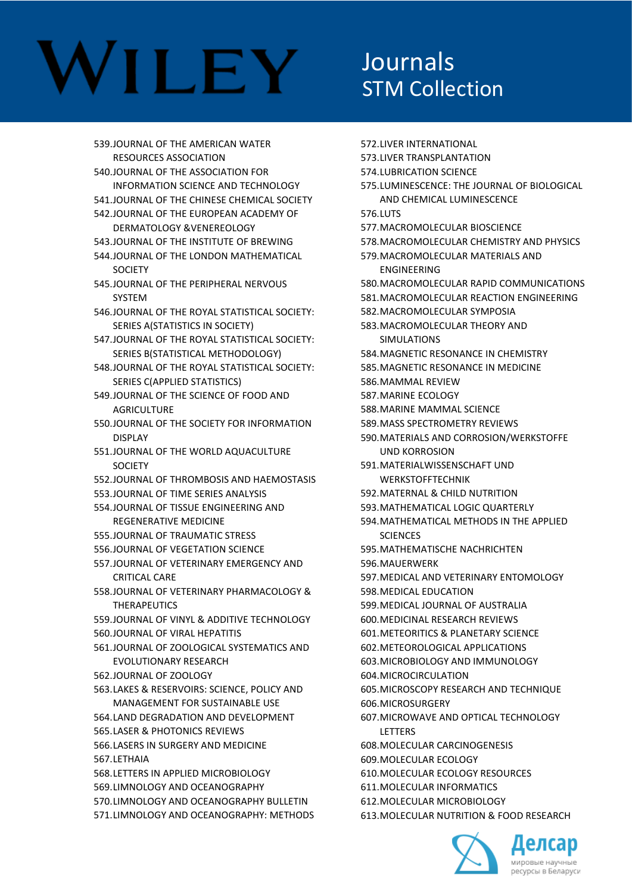# WILEY

## Journals STM Collection

539. JOURNAL OF THE AMERICAN WATER RESOURCES ASSOCIATION
540. JOURNAL OF THE ASSOCIATION FOR INFORMATION SCIENCE AND TECHNOLOGY
541. JOURNAL OF THE CHINESE CHEMICAL SOCIETY
542. JOURNAL OF THE EUROPEAN ACADEMY OF DERMATOLOGY &VENEREOLOGY
543. JOURNAL OF THE INSTITUTE OF BREWING
544. JOURNAL OF THE LONDON MATHEMATICAL SOCIETY
545. JOURNAL OF THE PERIPHERAL NERVOUS SYSTEM
546. JOURNAL OF THE ROYAL STATISTICAL SOCIETY: SERIES A(STATISTICS IN SOCIETY)
547. JOURNAL OF THE ROYAL STATISTICAL SOCIETY: SERIES B(STATISTICAL METHODOLOGY)
548. JOURNAL OF THE ROYAL STATISTICAL SOCIETY: SERIES C(APPLIED STATISTICS)
549. JOURNAL OF THE SCIENCE OF FOOD AND AGRICULTURE
550. JOURNAL OF THE SOCIETY FOR INFORMATION DISPLAY
551. JOURNAL OF THE WORLD AQUACULTURE SOCIETY
552. JOURNAL OF THROMBOSIS AND HAEMOSTASIS
553. JOURNAL OF TIME SERIES ANALYSIS
554. JOURNAL OF TISSUE ENGINEERING AND REGENERATIVE MEDICINE
555. JOURNAL OF TRAUMATIC STRESS
556. JOURNAL OF VEGETATION SCIENCE
557. JOURNAL OF VETERINARY EMERGENCY AND CRITICAL CARE
558. JOURNAL OF VETERINARY PHARMACOLOGY & THERAPEUTICS
559. JOURNAL OF VINYL & ADDITIVE TECHNOLOGY
560. JOURNAL OF VIRAL HEPATITIS
561. JOURNAL OF ZOOLOGICAL SYSTEMATICS AND EVOLUTIONARY RESEARCH
562. JOURNAL OF ZOOLOGY
563. LAKES & RESERVOIRS: SCIENCE, POLICY AND MANAGEMENT FOR SUSTAINABLE USE
564. LAND DEGRADATION AND DEVELOPMENT
565. LASER & PHOTONICS REVIEWS
566. LASERS IN SURGERY AND MEDICINE
567. LETHAIA
568. LETTERS IN APPLIED MICROBIOLOGY
569. LIMNOLOGY AND OCEANOGRAPHY
570. LIMNOLOGY AND OCEANOGRAPHY BULLETIN
571. LIMNOLOGY AND OCEANOGRAPHY: METHODS
572. LIVER INTERNATIONAL
573. LIVER TRANSPLANTATION
574. LUBRICATION SCIENCE
575. LUMINESCENCE: THE JOURNAL OF BIOLOGICAL AND CHEMICAL LUMINESCENCE
576. LUTS
577. MACROMOLECULAR BIOSCIENCE
578. MACROMOLECULAR CHEMISTRY AND PHYSICS
579. MACROMOLECULAR MATERIALS AND ENGINEERING
580. MACROMOLECULAR RAPID COMMUNICATIONS
581. MACROMOLECULAR REACTION ENGINEERING
582. MACROMOLECULAR SYMPOSIA
583. MACROMOLECULAR THEORY AND SIMULATIONS
584. MAGNETIC RESONANCE IN CHEMISTRY
585. MAGNETIC RESONANCE IN MEDICINE
586. MAMMAL REVIEW
587. MARINE ECOLOGY
588. MARINE MAMMAL SCIENCE
589. MASS SPECTROMETRY REVIEWS
590. MATERIALS AND CORROSION/WERKSTOFFE UND KORROSION
591. MATERIALWISSENSCHAFT UND WERKSTOFFTECHNIK
592. MATERNAL & CHILD NUTRITION
593. MATHEMATICAL LOGIC QUARTERLY
594. MATHEMATICAL METHODS IN THE APPLIED SCIENCES
595. MATHEMATISCHE NACHRICHTEN
596. MAUERWERK
597. MEDICAL AND VETERINARY ENTOMOLOGY
598. MEDICAL EDUCATION
599. MEDICAL JOURNAL OF AUSTRALIA
600. MEDICINAL RESEARCH REVIEWS
601. METEORITICS & PLANETARY SCIENCE
602. METEOROLOGICAL APPLICATIONS
603. MICROBIOLOGY AND IMMUNOLOGY
604. MICROCIRCULATION
605. MICROSCOPY RESEARCH AND TECHNIQUE
606. MICROSURGERY
607. MICROWAVE AND OPTICAL TECHNOLOGY LETTERS
608. MOLECULAR CARCINOGENESIS
609. MOLECULAR ECOLOGY
610. MOLECULAR ECOLOGY RESOURCES
611. MOLECULAR INFORMATICS
612. MOLECULAR MICROBIOLOGY
613. MOLECULAR NUTRITION & FOOD RESEARCH

Делсар
мировые научные ресурсы в Беларуси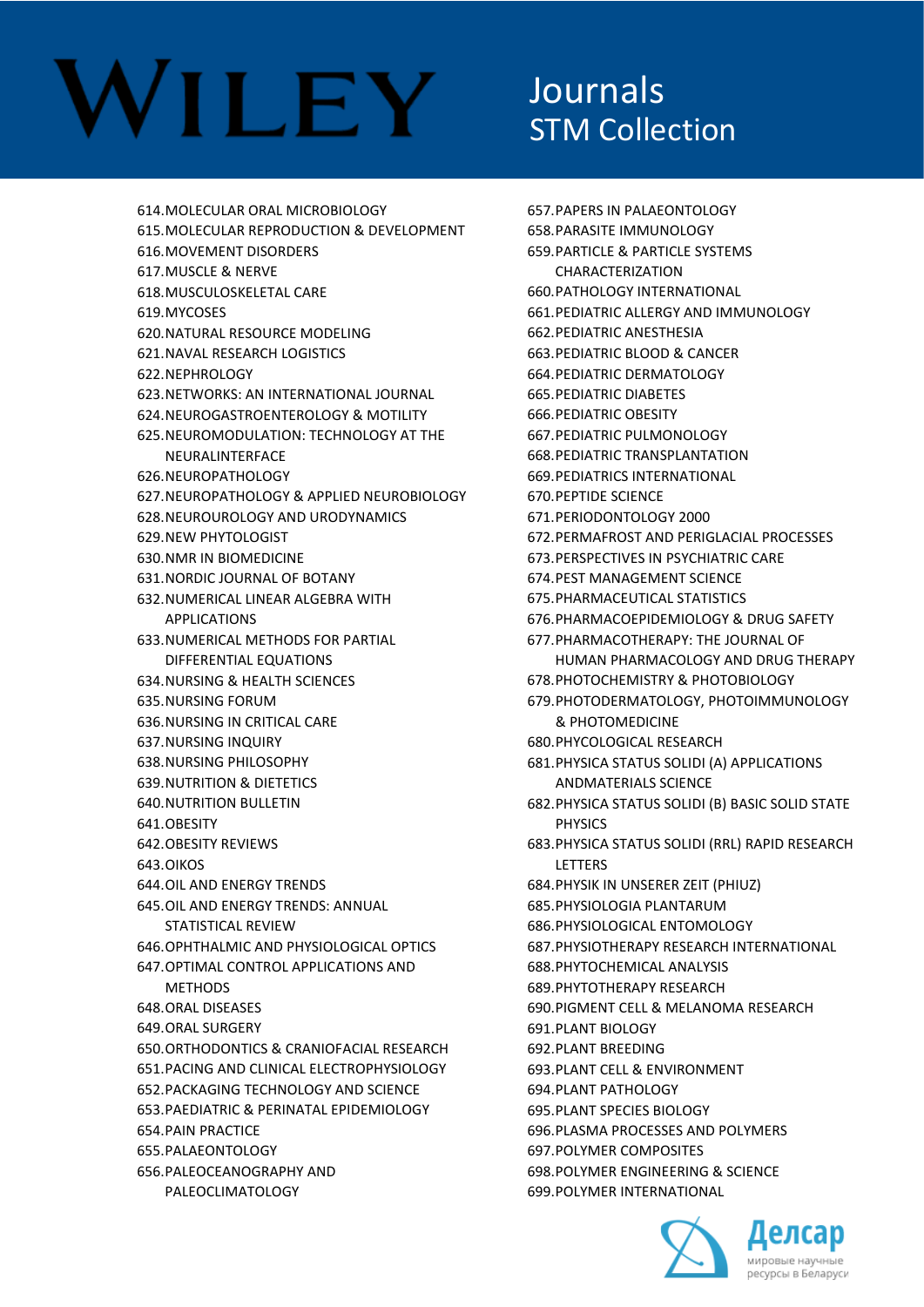614. MOLECULAR ORAL MICROBIOLOGY
615. MOLECULAR REPRODUCTION & DEVELOPMENT
616. MOVEMENT DISORDERS
617. MUSCLE & NERVE
618. MUSCULOSKELETAL CARE
619. MYCOSES
620. NATURAL RESOURCE MODELING
621. NAVAL RESEARCH LOGISTICS
622. NEPHROLOGY
623. NETWORKS: AN INTERNATIONAL JOURNAL
624. NEUROGASTROENTEROLOGY & MOTILITY
625. NEUROMODULATION: TECHNOLOGY AT THE NEURALINTERFACE
626. NEUROPATHOLOGY
627. NEUROPATHOLOGY & APPLIED NEUROBIOLOGY
628. NEUROUROLOGY AND URODYNAMICS
629. NEW PHYTOLOGIST
630. NMR IN BIOMEDICINE
631. NORDIC JOURNAL OF BOTANY
632. NUMERICAL LINEAR ALGEBRA WITH APPLICATIONS
633. NUMERICAL METHODS FOR PARTIAL DIFFERENTIAL EQUATIONS
634. NURSING & HEALTH SCIENCES
635. NURSING FORUM
636. NURSING IN CRITICAL CARE
637. NURSING INQUIRY
638. NURSING PHILOSOPHY
639. NUTRITION & DIETETICS
640. NUTRITION BULLETIN
641. OBESITY
642. OBESITY REVIEWS
643. OIKOS
644. OIL AND ENERGY TRENDS
645. OIL AND ENERGY TRENDS: ANNUAL STATISTICAL REVIEW
646. OPHTHALMIC AND PHYSIOLOGICAL OPTICS
647. OPTIMAL CONTROL APPLICATIONS AND METHODS
648. ORAL DISEASES
649. ORAL SURGERY
650. ORTHODONTICS & CRANIOFACIAL RESEARCH
651. PACING AND CLINICAL ELECTROPHYSIOLOGY
652. PACKAGING TECHNOLOGY AND SCIENCE
653. PAEDIATRIC & PERINATAL EPIDEMIOLOGY
654. PAIN PRACTICE
655. PALAEONTOLOGY
656. PALEOCEANOGRAPHY AND PALEOCLIMATOLOGY
657. PAPERS IN PALAEONTOLOGY
658. PARASITE IMMUNOLOGY
659. PARTICLE & PARTICLE SYSTEMS CHARACTERIZATION
660. PATHOLOGY INTERNATIONAL
661. PEDIATRIC ALLERGY AND IMMUNOLOGY
662. PEDIATRIC ANESTHESIA
663. PEDIATRIC BLOOD & CANCER
664. PEDIATRIC DERMATOLOGY
665. PEDIATRIC DIABETES
666. PEDIATRIC OBESITY
667. PEDIATRIC PULMONOLOGY
668. PEDIATRIC TRANSPLANTATION
669. PEDIATRICS INTERNATIONAL
670. PEPTIDE SCIENCE
671. PERIODONTOLOGY 2000
672. PERMAFROST AND PERIGLACIAL PROCESSES
673. PERSPECTIVES IN PSYCHIATRIC CARE
674. PEST MANAGEMENT SCIENCE
675. PHARMACEUTICAL STATISTICS
676. PHARMACOEPIDEMIOLOGY & DRUG SAFETY
677. PHARMACOTHERAPY: THE JOURNAL OF HUMAN PHARMACOLOGY AND DRUG THERAPY
678. PHOTOCHEMISTRY & PHOTOBIOLOGY
679. PHOTODERMATOLOGY, PHOTOIMMUNOLOGY & PHOTOMEDICINE
680. PHYCOLOGICAL RESEARCH
681. PHYSICA STATUS SOLIDI (A) APPLICATIONS ANDMATERIALS SCIENCE
682. PHYSICA STATUS SOLIDI (B) BASIC SOLID STATE PHYSICS
683. PHYSICA STATUS SOLIDI (RRL) RAPID RESEARCH LETTERS
684. PHYSIK IN UNSERER ZEIT (PHIUZ)
685. PHYSIOLOGIA PLANTARUM
686. PHYSIOLOGICAL ENTOMOLOGY
687. PHYSIOTHERAPY RESEARCH INTERNATIONAL
688. PHYTOCHEMICAL ANALYSIS
689. PHYTOTHERAPY RESEARCH
690. PIGMENT CELL & MELANOMA RESEARCH
691. PLANT BIOLOGY
692. PLANT BREEDING
693. PLANT CELL & ENVIRONMENT
694. PLANT PATHOLOGY
695. PLANT SPECIES BIOLOGY
696. PLASMA PROCESSES AND POLYMERS
697. POLYMER COMPOSITES
698. POLYMER ENGINEERING & SCIENCE
699. POLYMER INTERNATIONAL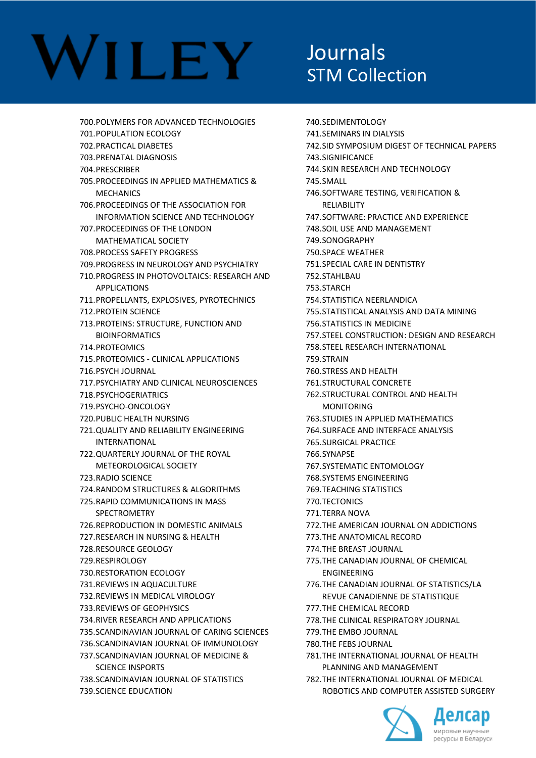# WILEY

## Journals STM Collection

700. POLYMERS FOR ADVANCED TECHNOLOGIES
701. POPULATION ECOLOGY
702. PRACTICAL DIABETES
703. PRENATAL DIAGNOSIS
704. PRESCRIBER
705. PROCEEDINGS IN APPLIED MATHEMATICS & MECHANICS
706. PROCEEDINGS OF THE ASSOCIATION FOR INFORMATION SCIENCE AND TECHNOLOGY
707. PROCEEDINGS OF THE LONDON MATHEMATICAL SOCIETY
708. PROCESS SAFETY PROGRESS
709. PROGRESS IN NEUROLOGY AND PSYCHIATRY
710. PROGRESS IN PHOTOVOLTAICS: RESEARCH AND APPLICATIONS
711. PROPELLANTS, EXPLOSIVES, PYROTECHNICS
712. PROTEIN SCIENCE
713. PROTEINS: STRUCTURE, FUNCTION AND BIOINFORMATICS
714. PROTEOMICS
715. PROTEOMICS - CLINICAL APPLICATIONS
716. PSYCH JOURNAL
717. PSYCHIATRY AND CLINICAL NEUROSCIENCES
718. PSYCHOGERIATRICS
719. PSYCHO-ONCOLOGY
720. PUBLIC HEALTH NURSING
721. QUALITY AND RELIABILITY ENGINEERING INTERNATIONAL
722. QUARTERLY JOURNAL OF THE ROYAL METEOROLOGICAL SOCIETY
723. RADIO SCIENCE
724. RANDOM STRUCTURES & ALGORITHMS
725. RAPID COMMUNICATIONS IN MASS SPECTROMETRY
726. REPRODUCTION IN DOMESTIC ANIMALS
727. RESEARCH IN NURSING & HEALTH
728. RESOURCE GEOLOGY
729. RESPIROLOGY
730. RESTORATION ECOLOGY
731. REVIEWS IN AQUACULTURE
732. REVIEWS IN MEDICAL VIROLOGY
733. REVIEWS OF GEOPHYSICS
734. RIVER RESEARCH AND APPLICATIONS
735. SCANDINAVIAN JOURNAL OF CARING SCIENCES
736. SCANDINAVIAN JOURNAL OF IMMUNOLOGY
737. SCANDINAVIAN JOURNAL OF MEDICINE & SCIENCE INSPORTS
738. SCANDINAVIAN JOURNAL OF STATISTICS
739. SCIENCE EDUCATION
740. SEDIMENTOLOGY
741. SEMINARS IN DIALYSIS
742. SID SYMPOSIUM DIGEST OF TECHNICAL PAPERS
743. SIGNIFICANCE
744. SKIN RESEARCH AND TECHNOLOGY
745. SMALL
746. SOFTWARE TESTING, VERIFICATION & RELIABILITY
747. SOFTWARE: PRACTICE AND EXPERIENCE
748. SOIL USE AND MANAGEMENT
749. SONOGRAPHY
750. SPACE WEATHER
751. SPECIAL CARE IN DENTISTRY
752. STAHLBAU
753. STARCH
754. STATISTICA NEERLANDICA
755. STATISTICAL ANALYSIS AND DATA MINING
756. STATISTICS IN MEDICINE
757. STEEL CONSTRUCTION: DESIGN AND RESEARCH
758. STEEL RESEARCH INTERNATIONAL
759. STRAIN
760. STRESS AND HEALTH
761. STRUCTURAL CONCRETE
762. STRUCTURAL CONTROL AND HEALTH MONITORING
763. STUDIES IN APPLIED MATHEMATICS
764. SURFACE AND INTERFACE ANALYSIS
765. SURGICAL PRACTICE
766. SYNAPSE
767. SYSTEMATIC ENTOMOLOGY
768. SYSTEMS ENGINEERING
769. TEACHING STATISTICS
770. TECTONICS
771. TERRA NOVA
772. THE AMERICAN JOURNAL ON ADDICTIONS
773. THE ANATOMICAL RECORD
774. THE BREAST JOURNAL
775. THE CANADIAN JOURNAL OF CHEMICAL ENGINEERING
776. THE CANADIAN JOURNAL OF STATISTICS/LA REVUE CANADIENNE DE STATISTIQUE
777. THE CHEMICAL RECORD
778. THE CLINICAL RESPIRATORY JOURNAL
779. THE EMBO JOURNAL
780. THE FEBS JOURNAL
781. THE INTERNATIONAL JOURNAL OF HEALTH PLANNING AND MANAGEMENT
782. THE INTERNATIONAL JOURNAL OF MEDICAL ROBOTICS AND COMPUTER ASSISTED SURGERY

Делсар
мировые научные ресурсы в Беларуси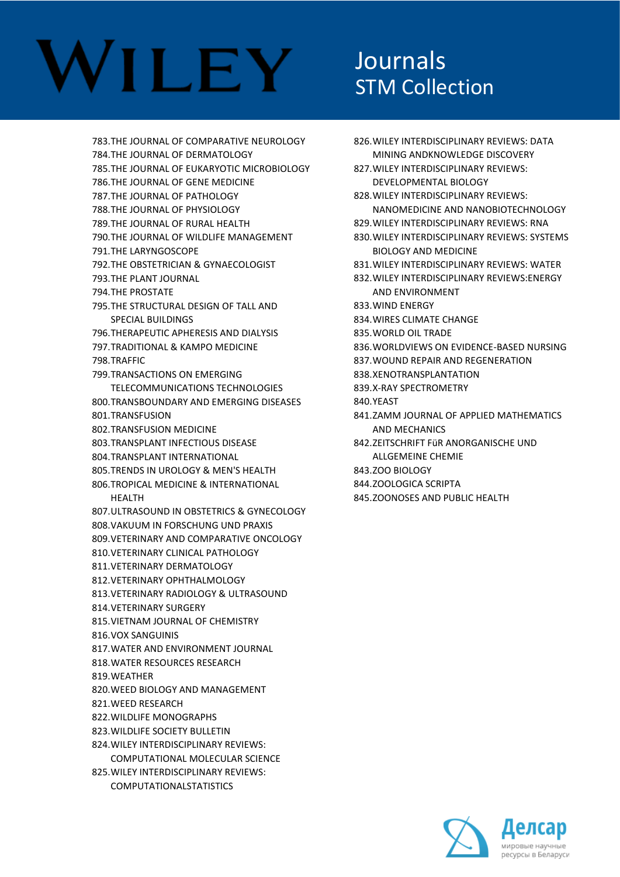# WILEY

## Journals STM Collection

783. THE JOURNAL OF COMPARATIVE NEUROLOGY
784. THE JOURNAL OF DERMATOLOGY
785. THE JOURNAL OF EUKARYOTIC MICROBIOLOGY
786. THE JOURNAL OF GENE MEDICINE
787. THE JOURNAL OF PATHOLOGY
788. THE JOURNAL OF PHYSIOLOGY
789. THE JOURNAL OF RURAL HEALTH
790. THE JOURNAL OF WILDLIFE MANAGEMENT
791. THE LARYNGOSCOPE
792. THE OBSTETRICIAN & GYNAECOLOGIST
793. THE PLANT JOURNAL
794. THE PROSTATE
795. THE STRUCTURAL DESIGN OF TALL AND SPECIAL BUILDINGS
796. THERAPEUTIC APHERESIS AND DIALYSIS
797. TRADITIONAL & KAMPO MEDICINE
798. TRAFFIC
799. TRANSACTIONS ON EMERGING TELECOMMUNICATIONS TECHNOLOGIES
800. TRANSBOUNDARY AND EMERGING DISEASES
801. TRANSFUSION
802. TRANSFUSION MEDICINE
803. TRANSPLANT INFECTIOUS DISEASE
804. TRANSPLANT INTERNATIONAL
805. TRENDS IN UROLOGY & MEN'S HEALTH
806. TROPICAL MEDICINE & INTERNATIONAL HEALTH
807. ULTRASOUND IN OBSTETRICS & GYNECOLOGY
808. VAKUUM IN FORSCHUNG UND PRAXIS
809. VETERINARY AND COMPARATIVE ONCOLOGY
810. VETERINARY CLINICAL PATHOLOGY
811. VETERINARY DERMATOLOGY
812. VETERINARY OPHTHALMOLOGY
813. VETERINARY RADIOLOGY & ULTRASOUND
814. VETERINARY SURGERY
815. VIETNAM JOURNAL OF CHEMISTRY
816. VOX SANGUINIS
817. WATER AND ENVIRONMENT JOURNAL
818. WATER RESOURCES RESEARCH
819. WEATHER
820. WEED BIOLOGY AND MANAGEMENT
821. WEED RESEARCH
822. WILDLIFE MONOGRAPHS
823. WILDLIFE SOCIETY BULLETIN
824. WILEY INTERDISCIPLINARY REVIEWS: COMPUTATIONAL MOLECULAR SCIENCE
825. WILEY INTERDISCIPLINARY REVIEWS: COMPUTATIONALSTATISTICS
826. WILEY INTERDISCIPLINARY REVIEWS: DATA MINING ANDKNOWLEDGE DISCOVERY
827. WILEY INTERDISCIPLINARY REVIEWS: DEVELOPMENTAL BIOLOGY
828. WILEY INTERDISCIPLINARY REVIEWS: NANOMEDICINE AND NANOBIOTECHNOLOGY
829. WILEY INTERDISCIPLINARY REVIEWS: RNA
830. WILEY INTERDISCIPLINARY REVIEWS: SYSTEMS BIOLOGY AND MEDICINE
831. WILEY INTERDISCIPLINARY REVIEWS: WATER
832. WILEY INTERDISCIPLINARY REVIEWS:ENERGY AND ENVIRONMENT
833. WIND ENERGY
834. WIRES CLIMATE CHANGE
835. WORLD OIL TRADE
836. WORLDVIEWS ON EVIDENCE-BASED NURSING
837. WOUND REPAIR AND REGENERATION
838. XENOTRANSPLANTATION
839. X-RAY SPECTROMETRY
840. YEAST
841. ZAMM JOURNAL OF APPLIED MATHEMATICS AND MECHANICS
842. ZEITSCHRIFT FüR ANORGANISCHE UND ALLGEMEINE CHEMIE
843. ZOO BIOLOGY
844. ZOOLOGICA SCRIPTA
845. ZOONOSES AND PUBLIC HEALTH

Делсар
мировые научные ресурсы в Беларуси